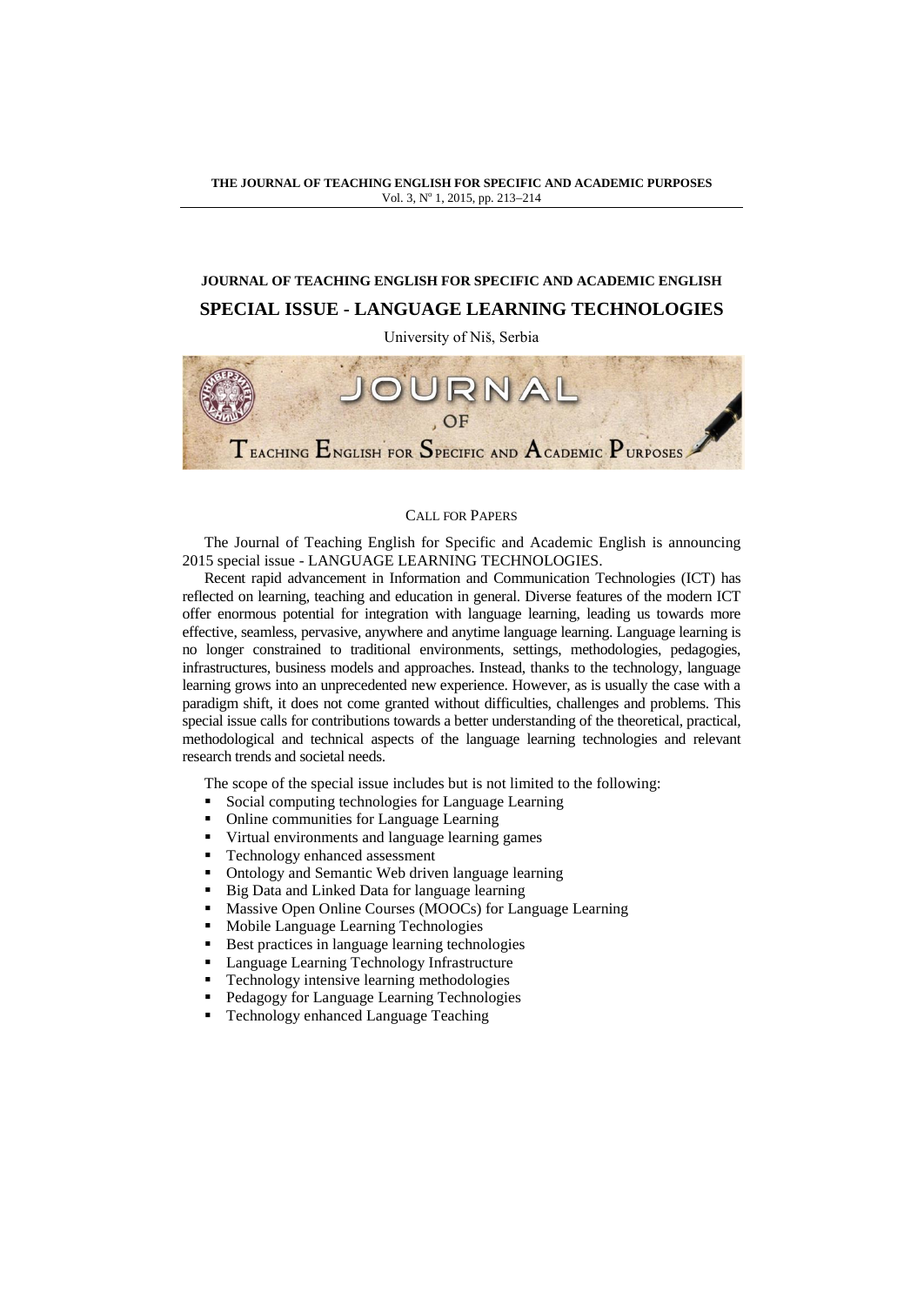**JOURNAL OF TEACHING ENGLISH FOR SPECIFIC AND ACADEMIC ENGLISH**

## SPECIAL ISSUE - LANGUAGE LEARNING TECHNOLOGIES

University of Niš, Serbia

CALL FOR PAPERS

The Journal of Teaching English for Specific and Academic English is announcing 2015 special issue - LANGUAGE LEARNING TECHNOLOGIES.

Recent rapid advancement in Information and Communication Technologies (ICT) has reflected on learning, teaching and education in general. Diverse features of the modern ICT offer enormous potential for integration with language learning, leading us towards more effective, seamless, pervasive, anywhere and anytime language learning. Language learning is no longer constrained to traditional environments, settings, methodologies, pedagogies, infrastructures, business models and approaches. Instead, thanks to the technology, language learning grows into an unprecedented new experience. However, as is usually the case with a paradigm shift, it does not come granted without difficulties, challenges and problems. This special issue calls for contributions towards a better understanding of the theoretical, practical, methodological and technical aspects of the language learning technologies and relevant research trends and societal needs.

The scope of the special issue includes but is not limited to the following:

- Social computing technologies for Language Learning
- Online communities for Language Learning
- Virtual environments and language learning games
- Technology enhanced assessment
- Ontology and Semantic Web driven language learning
- Big Data and Linked Data for language learning
- Massive Open Online Courses (MOOCs) for Language Learning
- Mobile Language Learning Technologies
- Best practices in language learning technologies
- Language Learning Technology Infrastructure
- Technology intensive learning methodologies
- Pedagogy for Language Learning Technologies
- Technology enhanced Language Teaching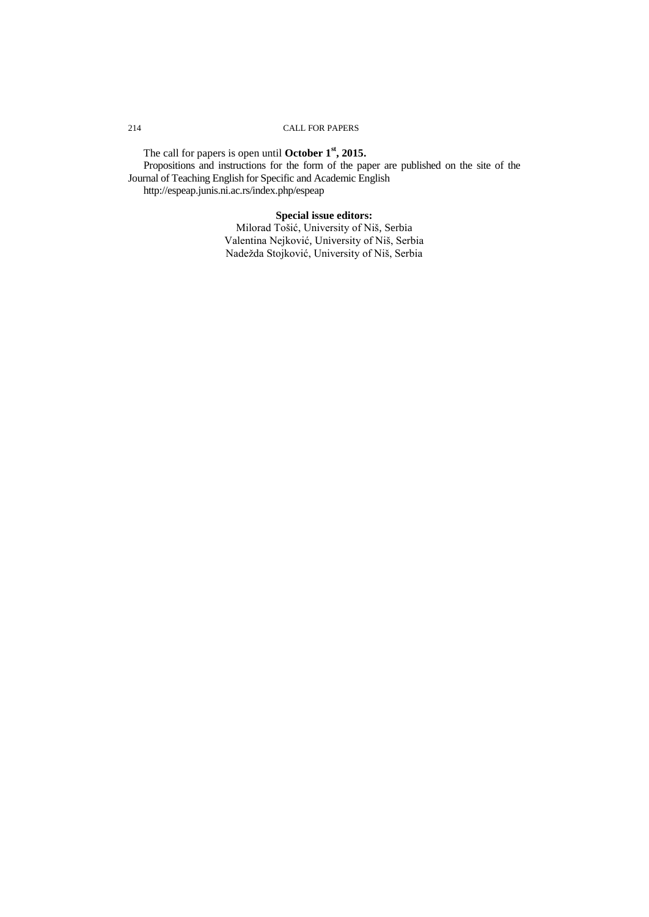The call for papers is open until **October 1st, 2015.**

Propositions and instructions for the form of the paper are published on the site of the Journal of Teaching English for Specific and Academic English

http://espeap.junis.ni.ac.rs/index.php/espeap

**Special issue editors:**

Milorad Tošić, University of Niš, Serbia
Valentina Nejković, University of Niš, Serbia
Nadežda Stojković, University of Niš, Serbia